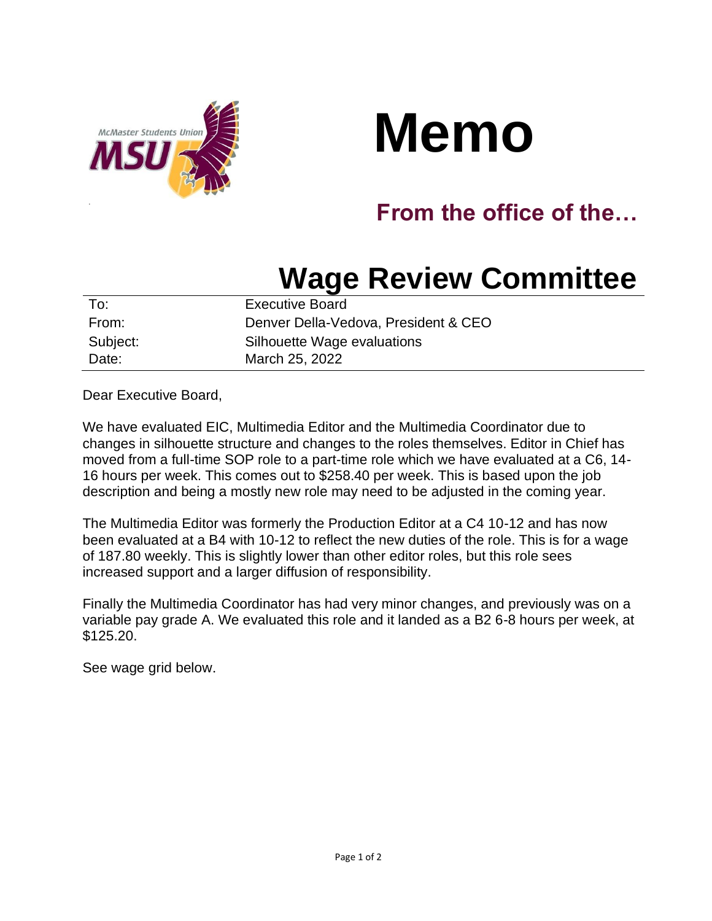# Memo

## From the office of the…

# Wage Review Committee

| | |
|---|---|
| To: | Executive Board |
| From: | Denver Della-Vedova, President & CEO |
| Subject: | Silhouette Wage evaluations |
| Date: | March 25, 2022 |

Dear Executive Board,

We have evaluated EIC, Multimedia Editor and the Multimedia Coordinator due to changes in silhouette structure and changes to the roles themselves. Editor in Chief has moved from a full-time SOP role to a part-time role which we have evaluated at a C6, 14-16 hours per week. This comes out to $258.40 per week. This is based upon the job description and being a mostly new role may need to be adjusted in the coming year.

The Multimedia Editor was formerly the Production Editor at a C4 10-12 and has now been evaluated at a B4 with 10-12 to reflect the new duties of the role. This is for a wage of 187.80 weekly. This is slightly lower than other editor roles, but this role sees increased support and a larger diffusion of responsibility.

Finally the Multimedia Coordinator has had very minor changes, and previously was on a variable pay grade A. We evaluated this role and it landed as a B2 6-8 hours per week, at $125.20.

See wage grid below.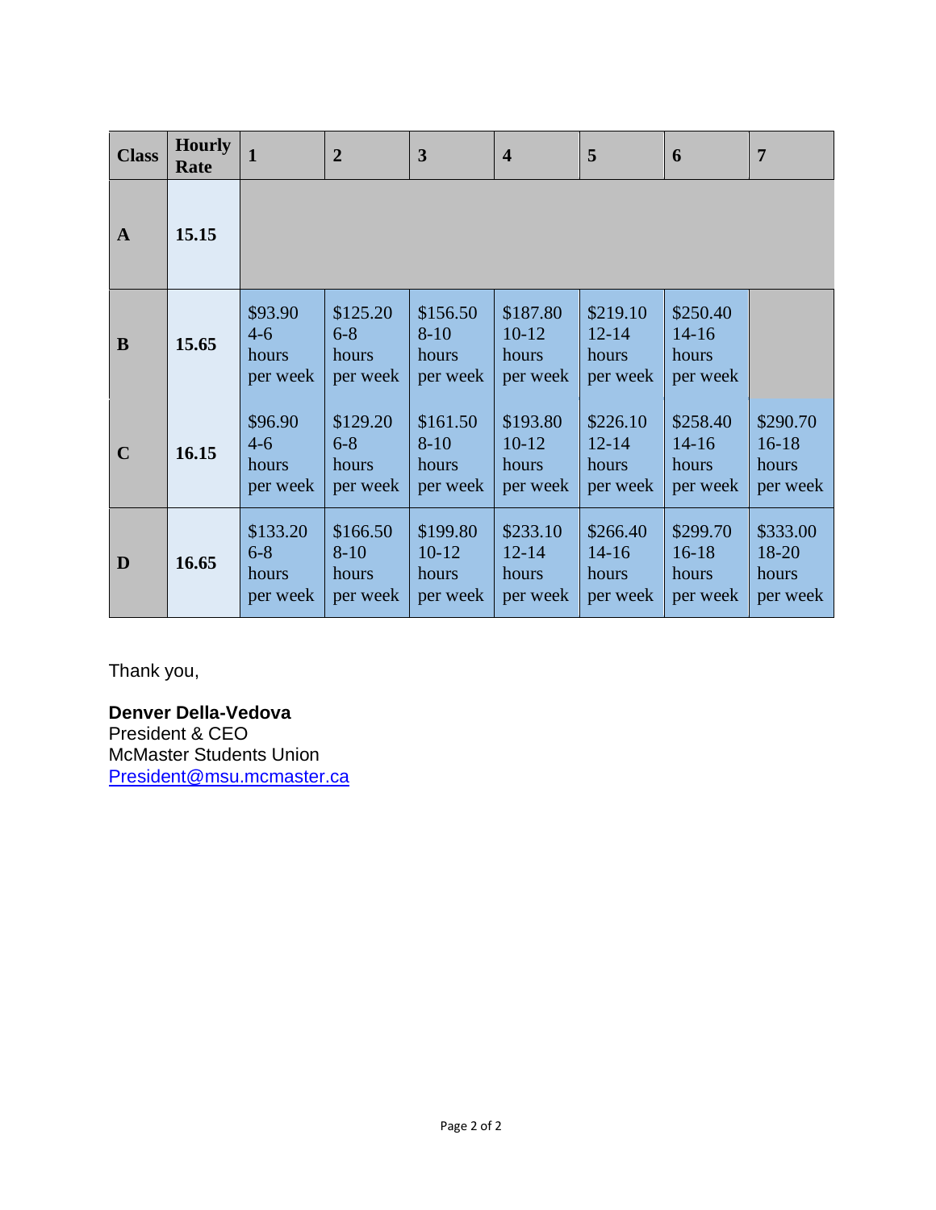| Class | Hourly Rate | 1 | 2 | 3 | 4 | 5 | 6 | 7 |
|---|---|---|---|---|---|---|---|---|
| **A** | **15.15** | | | | | | | |
| **B** | **15.65** | $93.90 4-6 hours per week | $125.20 6-8 hours per week | $156.50 8-10 hours per week | $187.80 10-12 hours per week | $219.10 12-14 hours per week | $250.40 14-16 hours per week | |
| **C** | **16.15** | $96.90 4-6 hours per week | $129.20 6-8 hours per week | $161.50 8-10 hours per week | $193.80 10-12 hours per week | $226.10 12-14 hours per week | $258.40 14-16 hours per week | $290.70 16-18 hours per week |
| **D** | **16.65** | $133.20 6-8 hours per week | $166.50 8-10 hours per week | $199.80 10-12 hours per week | $233.10 12-14 hours per week | $266.40 14-16 hours per week | $299.70 16-18 hours per week | $333.00 18-20 hours per week |

Thank you,

**Denver Della-Vedova**
President & CEO
McMaster Students Union
President@msu.mcmaster.ca